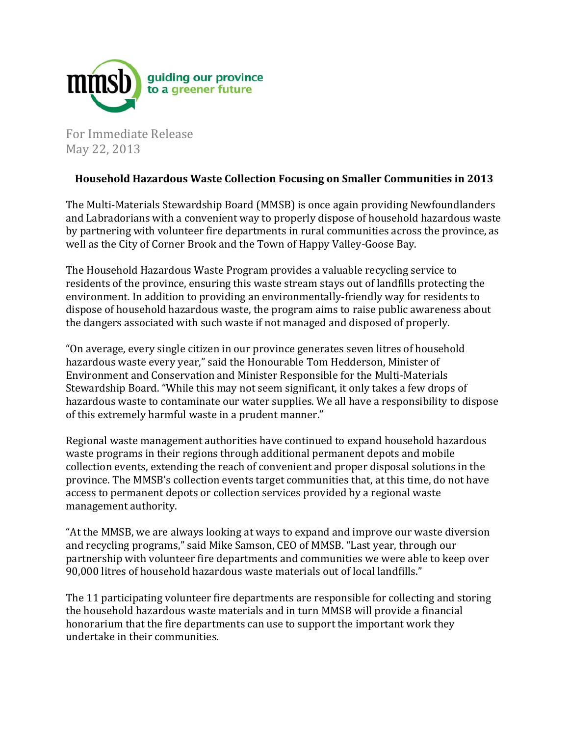mmsb guiding our province to a greener future

For Immediate Release
May 22, 2013

**Household Hazardous Waste Collection Focusing on Smaller Communities in 2013**

The Multi-Materials Stewardship Board (MMSB) is once again providing Newfoundlanders and Labradorians with a convenient way to properly dispose of household hazardous waste by partnering with volunteer fire departments in rural communities across the province, as well as the City of Corner Brook and the Town of Happy Valley-Goose Bay.

The Household Hazardous Waste Program provides a valuable recycling service to residents of the province, ensuring this waste stream stays out of landfills protecting the environment. In addition to providing an environmentally-friendly way for residents to dispose of household hazardous waste, the program aims to raise public awareness about the dangers associated with such waste if not managed and disposed of properly.

"On average, every single citizen in our province generates seven litres of household hazardous waste every year," said the Honourable Tom Hedderson, Minister of Environment and Conservation and Minister Responsible for the Multi-Materials Stewardship Board. "While this may not seem significant, it only takes a few drops of hazardous waste to contaminate our water supplies. We all have a responsibility to dispose of this extremely harmful waste in a prudent manner."

Regional waste management authorities have continued to expand household hazardous waste programs in their regions through additional permanent depots and mobile collection events, extending the reach of convenient and proper disposal solutions in the province. The MMSB's collection events target communities that, at this time, do not have access to permanent depots or collection services provided by a regional waste management authority.

"At the MMSB, we are always looking at ways to expand and improve our waste diversion and recycling programs," said Mike Samson, CEO of MMSB. "Last year, through our partnership with volunteer fire departments and communities we were able to keep over 90,000 litres of household hazardous waste materials out of local landfills."

The 11 participating volunteer fire departments are responsible for collecting and storing the household hazardous waste materials and in turn MMSB will provide a financial honorarium that the fire departments can use to support the important work they undertake in their communities.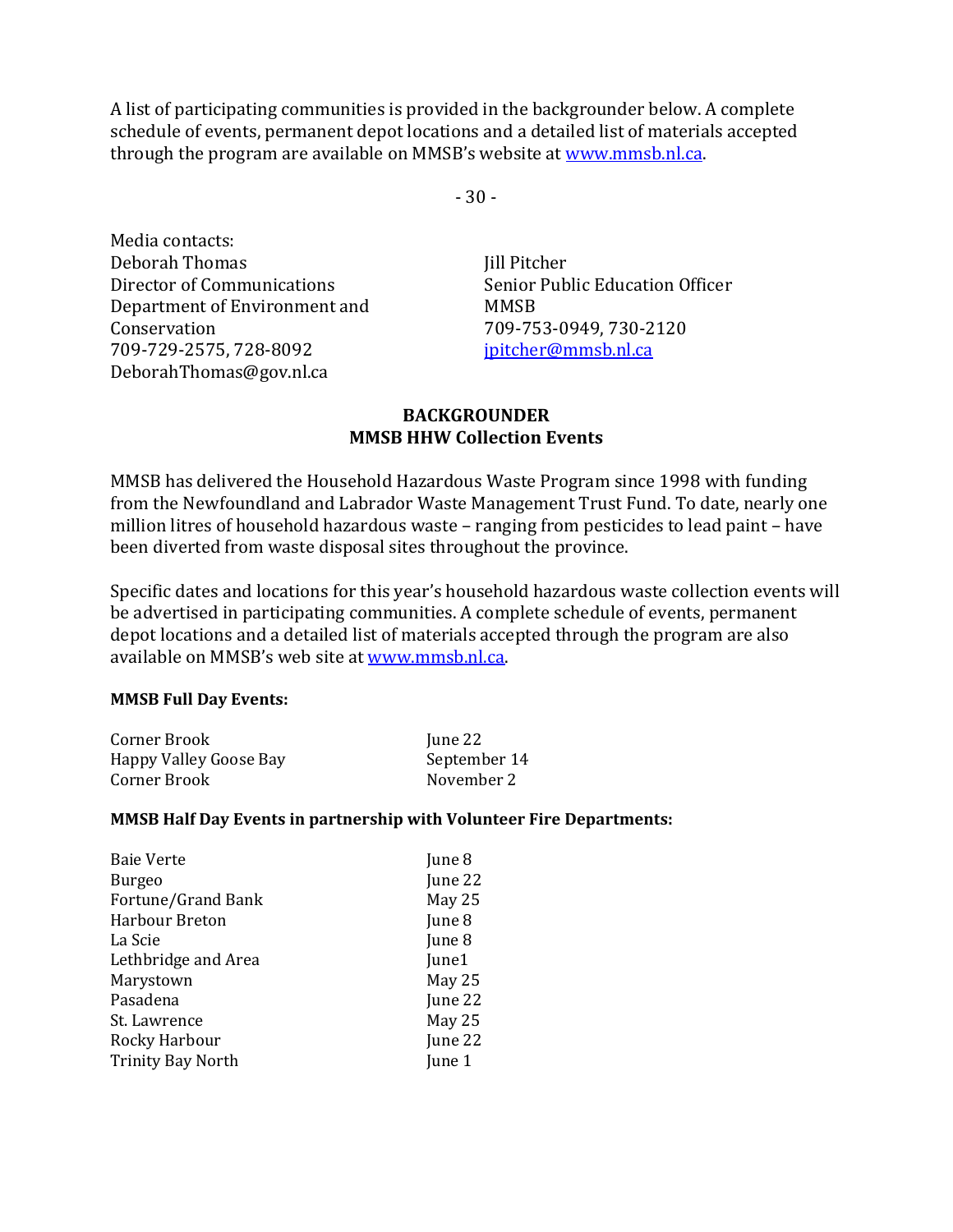A list of participating communities is provided in the backgrounder below. A complete schedule of events, permanent depot locations and a detailed list of materials accepted through the program are available on MMSB's website at www.mmsb.nl.ca.

- 30 -

Media contacts:

Deborah Thomas
Director of Communications
Department of Environment and Conservation
709-729-2575, 728-8092
DeborahThomas@gov.nl.ca

Jill Pitcher
Senior Public Education Officer
MMSB
709-753-0949, 730-2120
jpitcher@mmsb.nl.ca

## BACKGROUNDER
## MMSB HHW Collection Events

MMSB has delivered the Household Hazardous Waste Program since 1998 with funding from the Newfoundland and Labrador Waste Management Trust Fund. To date, nearly one million litres of household hazardous waste – ranging from pesticides to lead paint – have been diverted from waste disposal sites throughout the province.

Specific dates and locations for this year's household hazardous waste collection events will be advertised in participating communities. A complete schedule of events, permanent depot locations and a detailed list of materials accepted through the program are also available on MMSB's web site at www.mmsb.nl.ca.

**MMSB Full Day Events:**

| | |
|---|---|
| Corner Brook | June 22 |
| Happy Valley Goose Bay | September 14 |
| Corner Brook | November 2 |

**MMSB Half Day Events in partnership with Volunteer Fire Departments:**

| | |
|---|---|
| Baie Verte | June 8 |
| Burgeo | June 22 |
| Fortune/Grand Bank | May 25 |
| Harbour Breton | June 8 |
| La Scie | June 8 |
| Lethbridge and Area | June1 |
| Marystown | May 25 |
| Pasadena | June 22 |
| St. Lawrence | May 25 |
| Rocky Harbour | June 22 |
| Trinity Bay North | June 1 |